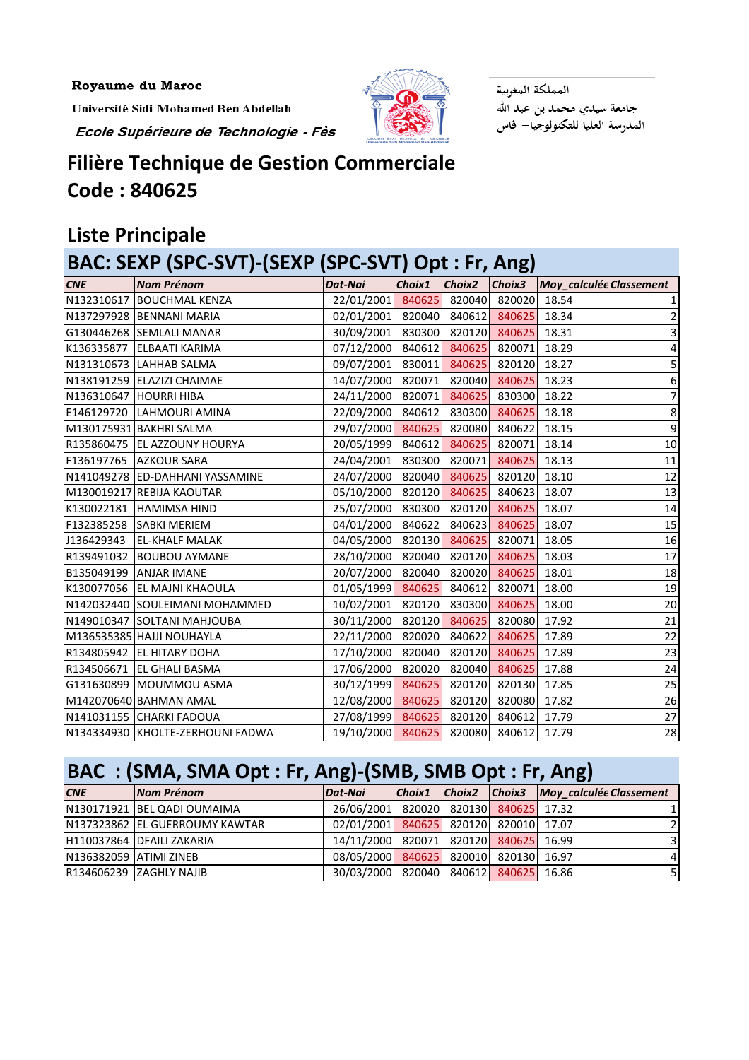Royaume du Maroc

Université Sidi Mohamed Ben Abdellah

*Ecole Supérieure de Technologie - Fès*

المملكة المغربية

جامعة سيدي محمد بن عبد الله

المدرسة العليا للتكنولوجيا– فاس

# Filière Technique de Gestion Commerciale
# Code : 840625

## Liste Principale

### BAC: SEXP (SPC-SVT)-(SEXP (SPC-SVT) Opt : Fr, Ang)

| CNE | Nom Prénom | Dat-Nai | Choix1 | Choix2 | Choix3 | Moy_calculée | Classement |
|---|---|---|---|---|---|---|---|
| N132310617 | BOUCHMAL KENZA | 22/01/2001 | 840625 | 820040 | 820020 | 18.54 | 1 |
| N137297928 | BENNANI MARIA | 02/01/2001 | 820040 | 840612 | 840625 | 18.34 | 2 |
| G130446268 | SEMLALI MANAR | 30/09/2001 | 830300 | 820120 | 840625 | 18.31 | 3 |
| K136335877 | ELBAATI KARIMA | 07/12/2000 | 840612 | 840625 | 820071 | 18.29 | 4 |
| N131310673 | LAHHAB SALMA | 09/07/2001 | 830011 | 840625 | 820120 | 18.27 | 5 |
| N138191259 | ELAZIZI CHAIMAE | 14/07/2000 | 820071 | 820040 | 840625 | 18.23 | 6 |
| N136310647 | HOURRI HIBA | 24/11/2000 | 820071 | 840625 | 830300 | 18.22 | 7 |
| E146129720 | LAHMOURI AMINA | 22/09/2000 | 840612 | 830300 | 840625 | 18.18 | 8 |
| M130175931 | BAKHRI SALMA | 29/07/2000 | 840625 | 820080 | 840622 | 18.15 | 9 |
| R135860475 | EL AZZOUNY HOURYA | 20/05/1999 | 840612 | 840625 | 820071 | 18.14 | 10 |
| F136197765 | AZKOUR SARA | 24/04/2001 | 830300 | 820071 | 840625 | 18.13 | 11 |
| N141049278 | ED-DAHHANI YASSAMINE | 24/07/2000 | 820040 | 840625 | 820120 | 18.10 | 12 |
| M130019217 | REBIJA KAOUTAR | 05/10/2000 | 820120 | 840625 | 840623 | 18.07 | 13 |
| K130022181 | HAMIMSA HIND | 25/07/2000 | 830300 | 820120 | 840625 | 18.07 | 14 |
| F132385258 | SABKI MERIEM | 04/01/2000 | 840622 | 840623 | 840625 | 18.07 | 15 |
| J136429343 | EL-KHALF MALAK | 04/05/2000 | 820130 | 840625 | 820071 | 18.05 | 16 |
| R139491032 | BOUBOU AYMANE | 28/10/2000 | 820040 | 820120 | 840625 | 18.03 | 17 |
| B135049199 | ANJAR IMANE | 20/07/2000 | 820040 | 820020 | 840625 | 18.01 | 18 |
| K130077056 | EL MAJNI KHAOULA | 01/05/1999 | 840625 | 840612 | 820071 | 18.00 | 19 |
| N142032440 | SOULEIMANI MOHAMMED | 10/02/2001 | 820120 | 830300 | 840625 | 18.00 | 20 |
| N149010347 | SOLTANI MAHJOUBA | 30/11/2000 | 820120 | 840625 | 820080 | 17.92 | 21 |
| M136535385 | HAJJI NOUHAYLA | 22/11/2000 | 820020 | 840622 | 840625 | 17.89 | 22 |
| R134805942 | EL HITARY DOHA | 17/10/2000 | 820040 | 820120 | 840625 | 17.89 | 23 |
| R134506671 | EL GHALI BASMA | 17/06/2000 | 820020 | 820040 | 840625 | 17.88 | 24 |
| G131630899 | MOUMMOU ASMA | 30/12/1999 | 840625 | 820120 | 820130 | 17.85 | 25 |
| M142070640 | BAHMAN AMAL | 12/08/2000 | 840625 | 820120 | 820080 | 17.82 | 26 |
| N141031155 | CHARKI FADOUA | 27/08/1999 | 840625 | 820120 | 840612 | 17.79 | 27 |
| N134334930 | KHOLTE-ZERHOUNI FADWA | 19/10/2000 | 840625 | 820080 | 840612 | 17.79 | 28 |

### BAC : (SMA, SMA Opt : Fr, Ang)-(SMB, SMB Opt : Fr, Ang)

| CNE | Nom Prénom | Dat-Nai | Choix1 | Choix2 | Choix3 | Moy_calculée | Classement |
|---|---|---|---|---|---|---|---|
| N130171921 | BEL QADI OUMAIMA | 26/06/2001 | 820020 | 820130 | 840625 | 17.32 | 1 |
| N137323862 | EL GUERROUMY KAWTAR | 02/01/2001 | 840625 | 820120 | 820010 | 17.07 | 2 |
| H110037864 | DFAILI ZAKARIA | 14/11/2000 | 820071 | 820120 | 840625 | 16.99 | 3 |
| N136382059 | ATIMI ZINEB | 08/05/2000 | 840625 | 820010 | 820130 | 16.97 | 4 |
| R134606239 | ZAGHLY NAJIB | 30/03/2000 | 820040 | 840612 | 840625 | 16.86 | 5 |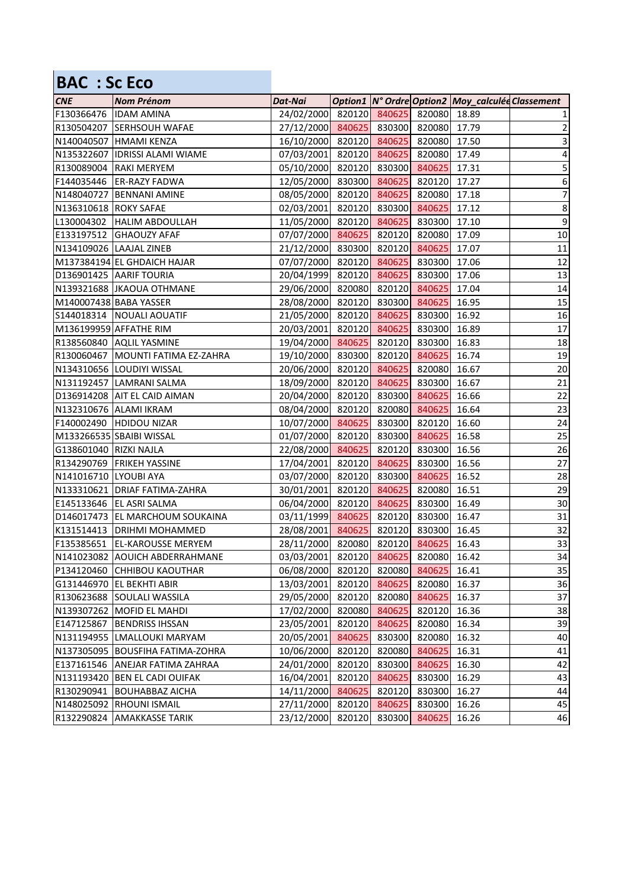## BAC : Sc Eco

| CNE | Nom Prénom | Dat-Nai | Option1 | N° Ordre | Option2 | Moy_calculée | Classement |
|---|---|---|---|---|---|---|---|
| F130366476 | IDAM AMINA | 24/02/2000 | 820120 | 840625 | 820080 | 18.89 | 1 |
| R130504207 | SERHSOUH WAFAE | 27/12/2000 | 840625 | 830300 | 820080 | 17.79 | 2 |
| N140040507 | HMAMI KENZA | 16/10/2000 | 820120 | 840625 | 820080 | 17.50 | 3 |
| N135322607 | IDRISSI ALAMI WIAME | 07/03/2001 | 820120 | 840625 | 820080 | 17.49 | 4 |
| R130089004 | RAKI MERYEM | 05/10/2000 | 820120 | 830300 | 840625 | 17.31 | 5 |
| F144035446 | ER-RAZY FADWA | 12/05/2000 | 830300 | 840625 | 820120 | 17.27 | 6 |
| N148040727 | BENNANI AMINE | 08/05/2000 | 820120 | 840625 | 820080 | 17.18 | 7 |
| N136310618 | ROKY SAFAE | 02/03/2001 | 820120 | 830300 | 840625 | 17.12 | 8 |
| L130004302 | HALIM ABDOULLAH | 11/05/2000 | 820120 | 840625 | 830300 | 17.10 | 9 |
| E133197512 | GHAOUZY AFAF | 07/07/2000 | 840625 | 820120 | 820080 | 17.09 | 10 |
| N134109026 | LAAJAL ZINEB | 21/12/2000 | 830300 | 820120 | 840625 | 17.07 | 11 |
| M137384194 | EL GHDAICH HAJAR | 07/07/2000 | 820120 | 840625 | 830300 | 17.06 | 12 |
| D136901425 | AARIF TOURIA | 20/04/1999 | 820120 | 840625 | 830300 | 17.06 | 13 |
| N139321688 | JKAOUA OTHMANE | 29/06/2000 | 820080 | 820120 | 840625 | 17.04 | 14 |
| M140007438 | BABA YASSER | 28/08/2000 | 820120 | 830300 | 840625 | 16.95 | 15 |
| S144018314 | NOUALI AOUATIF | 21/05/2000 | 820120 | 840625 | 830300 | 16.92 | 16 |
| M136199959 | AFFATHE RIM | 20/03/2001 | 820120 | 840625 | 830300 | 16.89 | 17 |
| R138560840 | AQLIL YASMINE | 19/04/2000 | 840625 | 820120 | 830300 | 16.83 | 18 |
| R130060467 | MOUNTI FATIMA EZ-ZAHRA | 19/10/2000 | 830300 | 820120 | 840625 | 16.74 | 19 |
| N134310656 | LOUDIYI WISSAL | 20/06/2000 | 820120 | 840625 | 820080 | 16.67 | 20 |
| N131192457 | LAMRANI SALMA | 18/09/2000 | 820120 | 840625 | 830300 | 16.67 | 21 |
| D136914208 | AIT EL CAID AIMAN | 20/04/2000 | 820120 | 830300 | 840625 | 16.66 | 22 |
| N132310676 | ALAMI IKRAM | 08/04/2000 | 820120 | 820080 | 840625 | 16.64 | 23 |
| F140002490 | HDIDOU NIZAR | 10/07/2000 | 840625 | 830300 | 820120 | 16.60 | 24 |
| M133266535 | SBAIBI WISSAL | 01/07/2000 | 820120 | 830300 | 840625 | 16.58 | 25 |
| G138601040 | RIZKI NAJLA | 22/08/2000 | 840625 | 820120 | 830300 | 16.56 | 26 |
| R134290769 | FRIKEH YASSINE | 17/04/2001 | 820120 | 840625 | 830300 | 16.56 | 27 |
| N141016710 | LYOUBI AYA | 03/07/2000 | 820120 | 830300 | 840625 | 16.52 | 28 |
| N133310621 | DRIAF FATIMA-ZAHRA | 30/01/2001 | 820120 | 840625 | 820080 | 16.51 | 29 |
| E145133646 | EL ASRI SALMA | 06/04/2000 | 820120 | 840625 | 830300 | 16.49 | 30 |
| D146017473 | EL MARCHOUM SOUKAINA | 03/11/1999 | 840625 | 820120 | 830300 | 16.47 | 31 |
| K131514413 | DRIHMI MOHAMMED | 28/08/2001 | 840625 | 820120 | 830300 | 16.45 | 32 |
| F135385651 | EL-KAROUSSE MERYEM | 28/11/2000 | 820080 | 820120 | 840625 | 16.43 | 33 |
| N141023082 | AOUICH ABDERRAHMANE | 03/03/2001 | 820120 | 840625 | 820080 | 16.42 | 34 |
| P134120460 | CHHIBOU KAOUTHAR | 06/08/2000 | 820120 | 820080 | 840625 | 16.41 | 35 |
| G131446970 | EL BEKHTI ABIR | 13/03/2001 | 820120 | 840625 | 820080 | 16.37 | 36 |
| R130623688 | SOULALI WASSILA | 29/05/2000 | 820120 | 820080 | 840625 | 16.37 | 37 |
| N139307262 | MOFID EL MAHDI | 17/02/2000 | 820080 | 840625 | 820120 | 16.36 | 38 |
| E147125867 | BENDRISS IHSSAN | 23/05/2001 | 820120 | 840625 | 820080 | 16.34 | 39 |
| N131194955 | LMALLOUKI MARYAM | 20/05/2001 | 840625 | 830300 | 820080 | 16.32 | 40 |
| N137305095 | BOUSFIHA FATIMA-ZOHRA | 10/06/2000 | 820120 | 820080 | 840625 | 16.31 | 41 |
| E137161546 | ANEJAR FATIMA ZAHRAA | 24/01/2000 | 820120 | 830300 | 840625 | 16.30 | 42 |
| N131193420 | BEN EL CADI OUIFAK | 16/04/2001 | 820120 | 840625 | 830300 | 16.29 | 43 |
| R130290941 | BOUHABBAZ AICHA | 14/11/2000 | 840625 | 820120 | 830300 | 16.27 | 44 |
| N148025092 | RHOUNI ISMAIL | 27/11/2000 | 820120 | 840625 | 830300 | 16.26 | 45 |
| R132290824 | AMAKKASSE TARIK | 23/12/2000 | 820120 | 830300 | 840625 | 16.26 | 46 |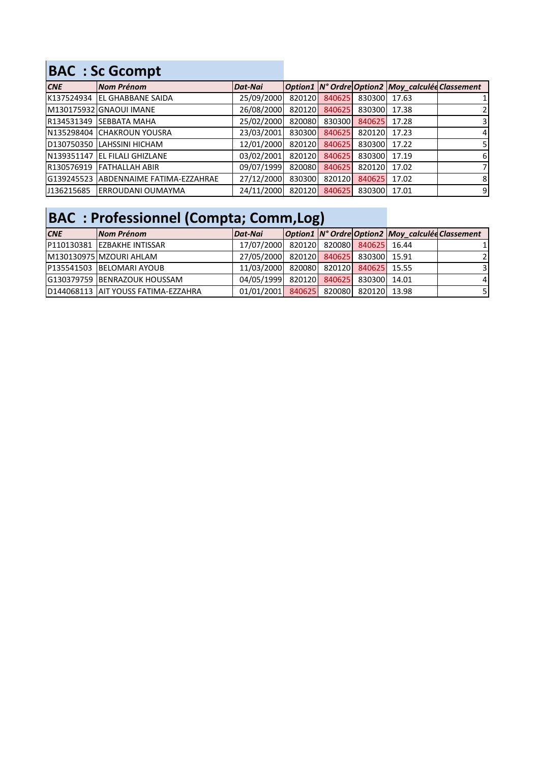## BAC : Sc Gcompt

| CNE | Nom Prénom | Dat-Nai | Option1 | N° Ordre | Option2 | Moy_calculée | Classement |
|---|---|---|---|---|---|---|---|
| K137524934 | EL GHABBANE SAIDA | 25/09/2000 | 820120 | 840625 | 830300 | 17.63 | 1 |
| M130175932 | GNAOUI IMANE | 26/08/2000 | 820120 | 840625 | 830300 | 17.38 | 2 |
| R134531349 | SEBBATA MAHA | 25/02/2000 | 820080 | 830300 | 840625 | 17.28 | 3 |
| N135298404 | CHAKROUN YOUSRA | 23/03/2001 | 830300 | 840625 | 820120 | 17.23 | 4 |
| D130750350 | LAHSSINI HICHAM | 12/01/2000 | 820120 | 840625 | 830300 | 17.22 | 5 |
| N139351147 | EL FILALI GHIZLANE | 03/02/2001 | 820120 | 840625 | 830300 | 17.19 | 6 |
| R130576919 | FATHALLAH ABIR | 09/07/1999 | 820080 | 840625 | 820120 | 17.02 | 7 |
| G139245523 | ABDENNAIME FATIMA-EZZAHRAE | 27/12/2000 | 830300 | 820120 | 840625 | 17.02 | 8 |
| J136215685 | ERROUDANI OUMAYMA | 24/11/2000 | 820120 | 840625 | 830300 | 17.01 | 9 |

## BAC : Professionnel (Compta; Comm,Log)

| CNE | Nom Prénom | Dat-Nai | Option1 | N° Ordre | Option2 | Moy_calculée | Classement |
|---|---|---|---|---|---|---|---|
| P110130381 | EZBAKHE INTISSAR | 17/07/2000 | 820120 | 820080 | 840625 | 16.44 | 1 |
| M130130975 | MZOURI AHLAM | 27/05/2000 | 820120 | 840625 | 830300 | 15.91 | 2 |
| P135541503 | BELOMARI AYOUB | 11/03/2000 | 820080 | 820120 | 840625 | 15.55 | 3 |
| G130379759 | BENRAZOUK HOUSSAM | 04/05/1999 | 820120 | 840625 | 830300 | 14.01 | 4 |
| D144068113 | AIT YOUSS FATIMA-EZZAHRA | 01/01/2001 | 840625 | 820080 | 820120 | 13.98 | 5 |